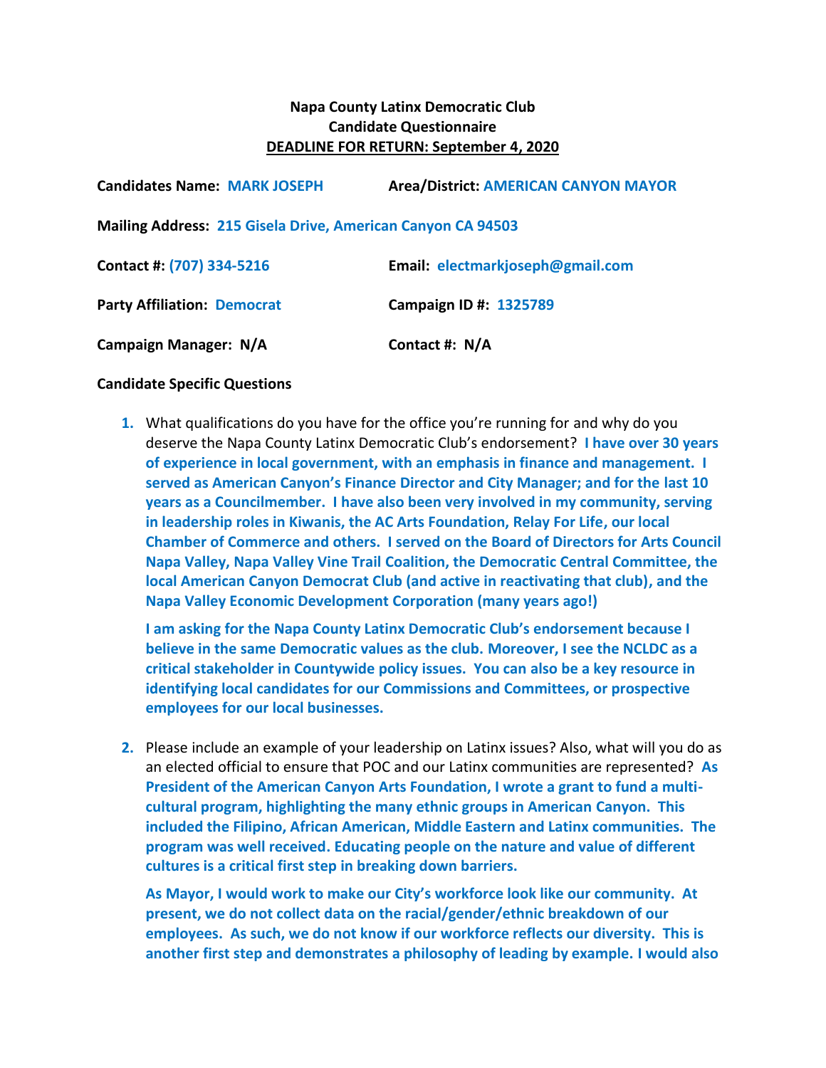**Napa County Latinx Democratic Club**
**Candidate Questionnaire**
**DEADLINE FOR RETURN: September 4, 2020**

**Candidates Name:** **MARK JOSEPH** **Area/District:** **AMERICAN CANYON MAYOR**

**Mailing Address:** **215 Gisela Drive, American Canyon CA 94503**

**Contact #:** **(707) 334-5216** **Email:** **electmarkjoseph@gmail.com**

**Party Affiliation:** **Democrat** **Campaign ID #:** **1325789**

**Campaign Manager:** **N/A** **Contact #:** **N/A**

**Candidate Specific Questions**

1. What qualifications do you have for the office you're running for and why do you deserve the Napa County Latinx Democratic Club's endorsement? **I have over 30 years of experience in local government, with an emphasis in finance and management. I served as American Canyon's Finance Director and City Manager; and for the last 10 years as a Councilmember. I have also been very involved in my community, serving in leadership roles in Kiwanis, the AC Arts Foundation, Relay For Life, our local Chamber of Commerce and others. I served on the Board of Directors for Arts Council Napa Valley, Napa Valley Vine Trail Coalition, the Democratic Central Committee, the local American Canyon Democrat Club (and active in reactivating that club), and the Napa Valley Economic Development Corporation (many years ago!)**

   **I am asking for the Napa County Latinx Democratic Club's endorsement because I believe in the same Democratic values as the club. Moreover, I see the NCLDC as a critical stakeholder in Countywide policy issues. You can also be a key resource in identifying local candidates for our Commissions and Committees, or prospective employees for our local businesses.**

2. Please include an example of your leadership on Latinx issues? Also, what will you do as an elected official to ensure that POC and our Latinx communities are represented? **As President of the American Canyon Arts Foundation, I wrote a grant to fund a multi-cultural program, highlighting the many ethnic groups in American Canyon. This included the Filipino, African American, Middle Eastern and Latinx communities. The program was well received. Educating people on the nature and value of different cultures is a critical first step in breaking down barriers.**

   **As Mayor, I would work to make our City's workforce look like our community. At present, we do not collect data on the racial/gender/ethnic breakdown of our employees. As such, we do not know if our workforce reflects our diversity. This is another first step and demonstrates a philosophy of leading by example. I would also**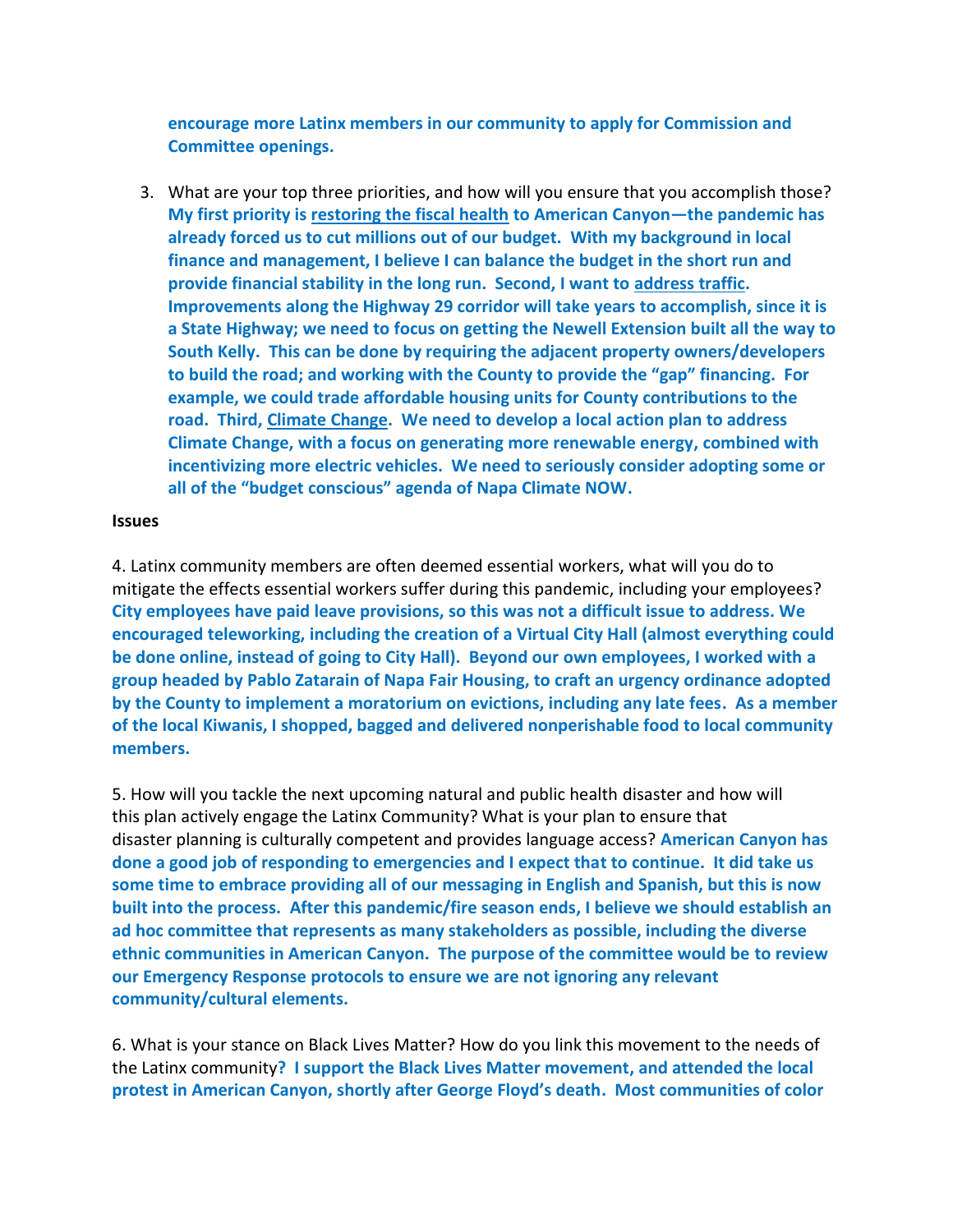**encourage more Latinx members in our community to apply for Commission and Committee openings.**

3. What are your top three priorities, and how will you ensure that you accomplish those? **My first priority is <u>restoring the fiscal health</u> to American Canyon—the pandemic has already forced us to cut millions out of our budget. With my background in local finance and management, I believe I can balance the budget in the short run and provide financial stability in the long run. Second, I want to <u>address traffic</u>. Improvements along the Highway 29 corridor will take years to accomplish, since it is a State Highway; we need to focus on getting the Newell Extension built all the way to South Kelly. This can be done by requiring the adjacent property owners/developers to build the road; and working with the County to provide the "gap" financing. For example, we could trade affordable housing units for County contributions to the road. Third, <u>Climate Change</u>. We need to develop a local action plan to address Climate Change, with a focus on generating more renewable energy, combined with incentivizing more electric vehicles. We need to seriously consider adopting some or all of the "budget conscious" agenda of Napa Climate NOW.**

**Issues**

4. Latinx community members are often deemed essential workers, what will you do to mitigate the effects essential workers suffer during this pandemic, including your employees? **City employees have paid leave provisions, so this was not a difficult issue to address. We encouraged teleworking, including the creation of a Virtual City Hall (almost everything could be done online, instead of going to City Hall). Beyond our own employees, I worked with a group headed by Pablo Zatarain of Napa Fair Housing, to craft an urgency ordinance adopted by the County to implement a moratorium on evictions, including any late fees. As a member of the local Kiwanis, I shopped, bagged and delivered nonperishable food to local community members.**

5. How will you tackle the next upcoming natural and public health disaster and how will this plan actively engage the Latinx Community? What is your plan to ensure that disaster planning is culturally competent and provides language access? **American Canyon has done a good job of responding to emergencies and I expect that to continue. It did take us some time to embrace providing all of our messaging in English and Spanish, but this is now built into the process. After this pandemic/fire season ends, I believe we should establish an ad hoc committee that represents as many stakeholders as possible, including the diverse ethnic communities in American Canyon. The purpose of the committee would be to review our Emergency Response protocols to ensure we are not ignoring any relevant community/cultural elements.**

6. What is your stance on Black Lives Matter? How do you link this movement to the needs of the Latinx community? **I support the Black Lives Matter movement, and attended the local protest in American Canyon, shortly after George Floyd's death. Most communities of color**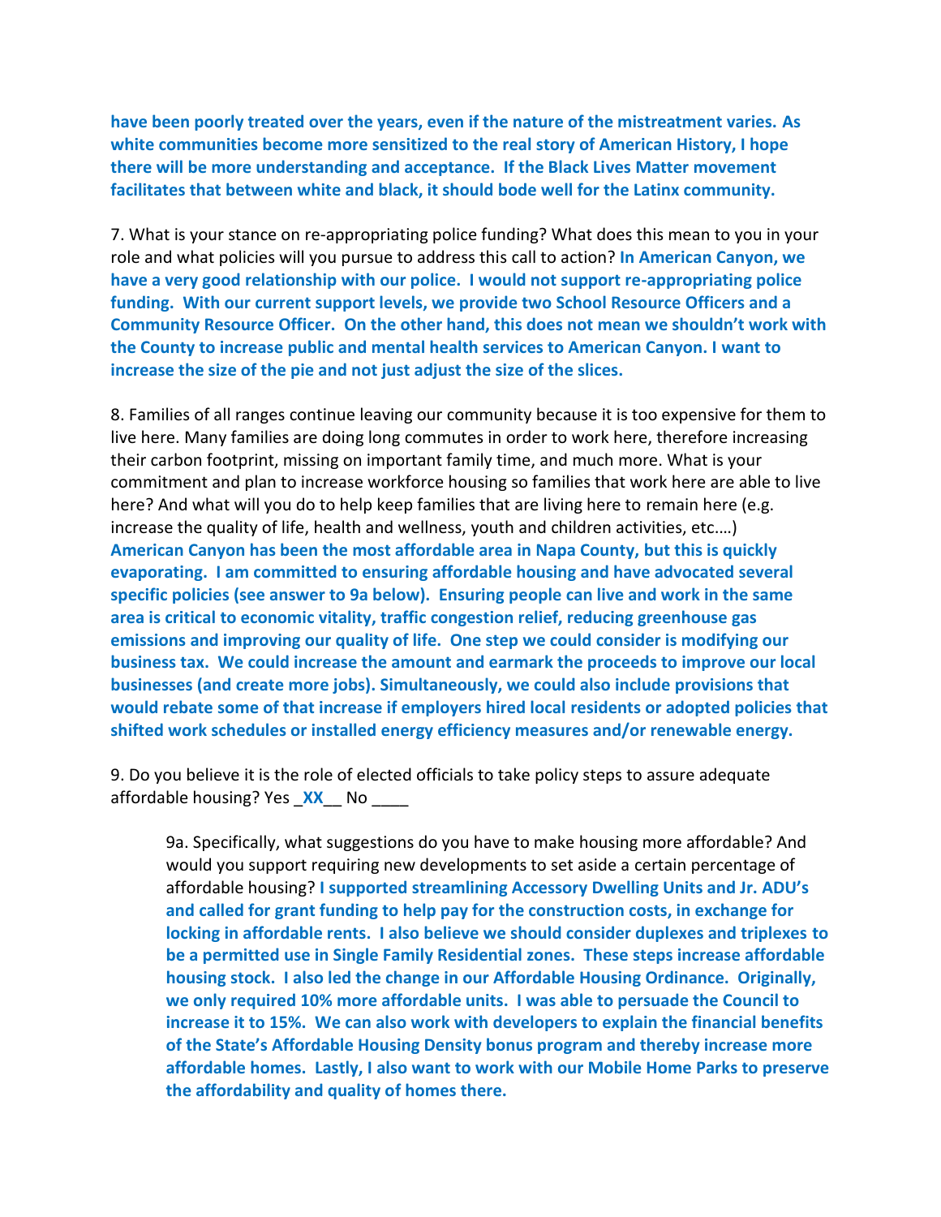**have been poorly treated over the years, even if the nature of the mistreatment varies. As white communities become more sensitized to the real story of American History, I hope there will be more understanding and acceptance. If the Black Lives Matter movement facilitates that between white and black, it should bode well for the Latinx community.**

7. What is your stance on re-appropriating police funding? What does this mean to you in your role and what policies will you pursue to address this call to action? **In American Canyon, we have a very good relationship with our police. I would not support re-appropriating police funding. With our current support levels, we provide two School Resource Officers and a Community Resource Officer. On the other hand, this does not mean we shouldn't work with the County to increase public and mental health services to American Canyon. I want to increase the size of the pie and not just adjust the size of the slices.**

8. Families of all ranges continue leaving our community because it is too expensive for them to live here. Many families are doing long commutes in order to work here, therefore increasing their carbon footprint, missing on important family time, and much more. What is your commitment and plan to increase workforce housing so families that work here are able to live here? And what will you do to help keep families that are living here to remain here (e.g. increase the quality of life, health and wellness, youth and children activities, etc.…) **American Canyon has been the most affordable area in Napa County, but this is quickly evaporating. I am committed to ensuring affordable housing and have advocated several specific policies (see answer to 9a below). Ensuring people can live and work in the same area is critical to economic vitality, traffic congestion relief, reducing greenhouse gas emissions and improving our quality of life. One step we could consider is modifying our business tax. We could increase the amount and earmark the proceeds to improve our local businesses (and create more jobs). Simultaneously, we could also include provisions that would rebate some of that increase if employers hired local residents or adopted policies that shifted work schedules or installed energy efficiency measures and/or renewable energy.**

9. Do you believe it is the role of elected officials to take policy steps to assure adequate affordable housing? Yes _**XX**__ No ____

> 9a. Specifically, what suggestions do you have to make housing more affordable? And would you support requiring new developments to set aside a certain percentage of affordable housing? **I supported streamlining Accessory Dwelling Units and Jr. ADU's and called for grant funding to help pay for the construction costs, in exchange for locking in affordable rents. I also believe we should consider duplexes and triplexes to be a permitted use in Single Family Residential zones. These steps increase affordable housing stock. I also led the change in our Affordable Housing Ordinance. Originally, we only required 10% more affordable units. I was able to persuade the Council to increase it to 15%. We can also work with developers to explain the financial benefits of the State's Affordable Housing Density bonus program and thereby increase more affordable homes. Lastly, I also want to work with our Mobile Home Parks to preserve the affordability and quality of homes there.**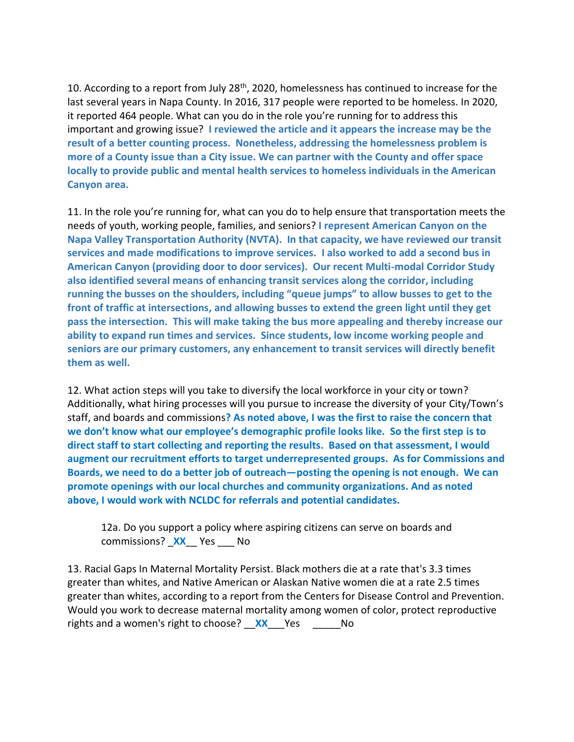10. According to a report from July 28th, 2020, homelessness has continued to increase for the last several years in Napa County. In 2016, 317 people were reported to be homeless. In 2020, it reported 464 people. What can you do in the role you're running for to address this important and growing issue? **I reviewed the article and it appears the increase may be the result of a better counting process. Nonetheless, addressing the homelessness problem is more of a County issue than a City issue. We can partner with the County and offer space locally to provide public and mental health services to homeless individuals in the American Canyon area.**

11. In the role you're running for, what can you do to help ensure that transportation meets the needs of youth, working people, families, and seniors? **I represent American Canyon on the Napa Valley Transportation Authority (NVTA). In that capacity, we have reviewed our transit services and made modifications to improve services. I also worked to add a second bus in American Canyon (providing door to door services). Our recent Multi-modal Corridor Study also identified several means of enhancing transit services along the corridor, including running the busses on the shoulders, including "queue jumps" to allow busses to get to the front of traffic at intersections, and allowing busses to extend the green light until they get pass the intersection. This will make taking the bus more appealing and thereby increase our ability to expand run times and services. Since students, low income working people and seniors are our primary customers, any enhancement to transit services will directly benefit them as well.**

12. What action steps will you take to diversify the local workforce in your city or town? Additionally, what hiring processes will you pursue to increase the diversity of your City/Town's staff, and boards and commissions? **As noted above, I was the first to raise the concern that we don't know what our employee's demographic profile looks like. So the first step is to direct staff to start collecting and reporting the results. Based on that assessment, I would augment our recruitment efforts to target underrepresented groups. As for Commissions and Boards, we need to do a better job of outreach—posting the opening is not enough. We can promote openings with our local churches and community organizations. And as noted above, I would work with NCLDC for referrals and potential candidates.**

> 12a. Do you support a policy where aspiring citizens can serve on boards and commissions? _**XX**__ Yes ___ No

13. Racial Gaps In Maternal Mortality Persist. Black mothers die at a rate that's 3.3 times greater than whites, and Native American or Alaskan Native women die at a rate 2.5 times greater than whites, according to a report from the Centers for Disease Control and Prevention. Would you work to decrease maternal mortality among women of color, protect reproductive rights and a women's right to choose? __**XX**___Yes _____No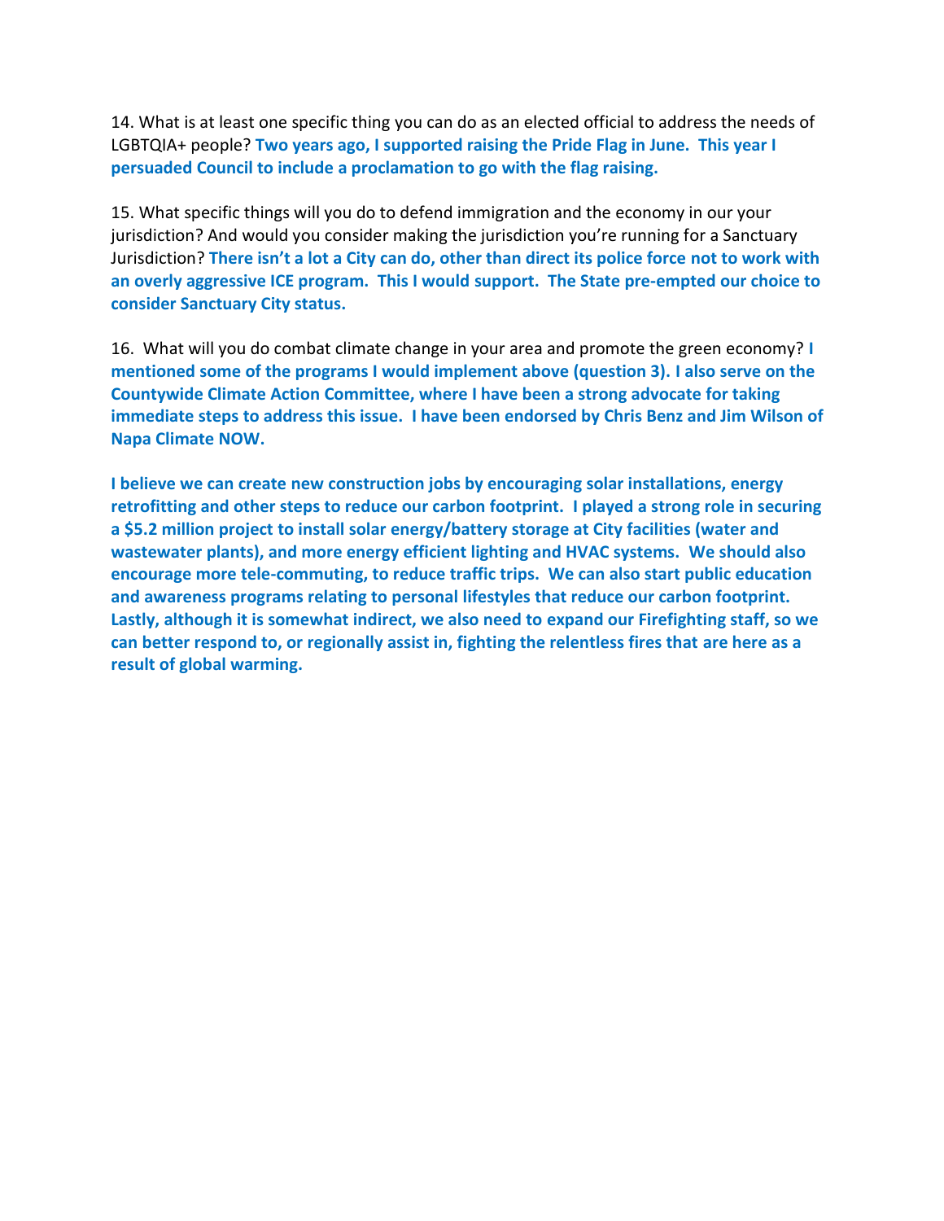14. What is at least one specific thing you can do as an elected official to address the needs of LGBTQIA+ people? **Two years ago, I supported raising the Pride Flag in June. This year I persuaded Council to include a proclamation to go with the flag raising.**

15. What specific things will you do to defend immigration and the economy in our your jurisdiction? And would you consider making the jurisdiction you're running for a Sanctuary Jurisdiction? **There isn't a lot a City can do, other than direct its police force not to work with an overly aggressive ICE program. This I would support. The State pre-empted our choice to consider Sanctuary City status.**

16. What will you do combat climate change in your area and promote the green economy? **I mentioned some of the programs I would implement above (question 3). I also serve on the Countywide Climate Action Committee, where I have been a strong advocate for taking immediate steps to address this issue. I have been endorsed by Chris Benz and Jim Wilson of Napa Climate NOW.**

**I believe we can create new construction jobs by encouraging solar installations, energy retrofitting and other steps to reduce our carbon footprint. I played a strong role in securing a $5.2 million project to install solar energy/battery storage at City facilities (water and wastewater plants), and more energy efficient lighting and HVAC systems. We should also encourage more tele-commuting, to reduce traffic trips. We can also start public education and awareness programs relating to personal lifestyles that reduce our carbon footprint. Lastly, although it is somewhat indirect, we also need to expand our Firefighting staff, so we can better respond to, or regionally assist in, fighting the relentless fires that are here as a result of global warming.**